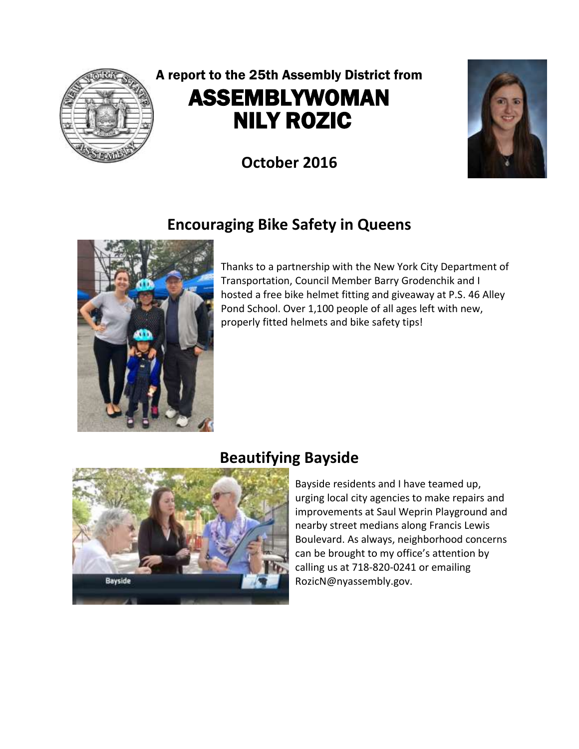A report to the 25th Assembly District from

# ASSEMBLYWOMAN NILY ROZIC

**October 2016**

## Encouraging Bike Safety in Queens

Thanks to a partnership with the New York City Department of Transportation, Council Member Barry Grodenchik and I hosted a free bike helmet fitting and giveaway at P.S. 46 Alley Pond School. Over 1,100 people of all ages left with new, properly fitted helmets and bike safety tips!

## Beautifying Bayside

Bayside residents and I have teamed up, urging local city agencies to make repairs and improvements at Saul Weprin Playground and nearby street medians along Francis Lewis Boulevard. As always, neighborhood concerns can be brought to my office's attention by calling us at 718-820-0241 or emailing RozicN@nyassembly.gov.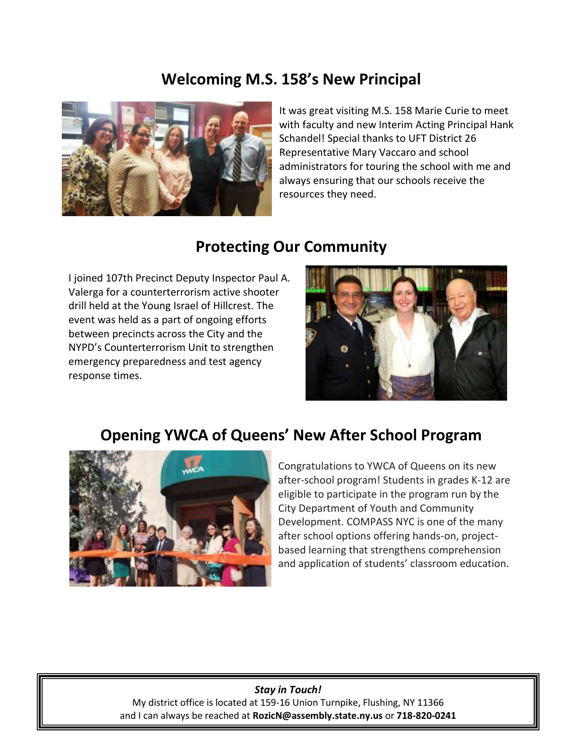## Welcoming M.S. 158's New Principal

It was great visiting M.S. 158 Marie Curie to meet with faculty and new Interim Acting Principal Hank Schandel! Special thanks to UFT District 26 Representative Mary Vaccaro and school administrators for touring the school with me and always ensuring that our schools receive the resources they need.

## Protecting Our Community

I joined 107th Precinct Deputy Inspector Paul A. Valerga for a counterterrorism active shooter drill held at the Young Israel of Hillcrest. The event was held as a part of ongoing efforts between precincts across the City and the NYPD's Counterterrorism Unit to strengthen emergency preparedness and test agency response times.

## Opening YWCA of Queens' New After School Program

Congratulations to YWCA of Queens on its new after-school program! Students in grades K-12 are eligible to participate in the program run by the City Department of Youth and Community Development. COMPASS NYC is one of the many after school options offering hands-on, project-based learning that strengthens comprehension and application of students' classroom education.

***Stay in Touch!***

My district office is located at 159-16 Union Turnpike, Flushing, NY 11366
and I can always be reached at **RozicN@assembly.state.ny.us** or **718-820-0241**